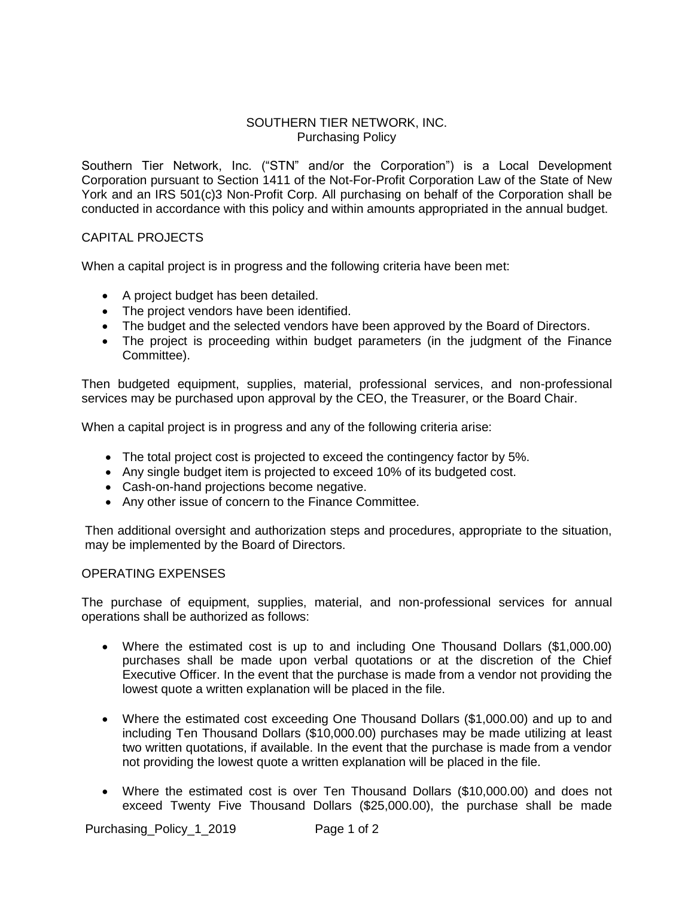# SOUTHERN TIER NETWORK, INC.
## Purchasing Policy

Southern Tier Network, Inc. ("STN" and/or the Corporation") is a Local Development Corporation pursuant to Section 1411 of the Not-For-Profit Corporation Law of the State of New York and an IRS 501(c)3 Non-Profit Corp. All purchasing on behalf of the Corporation shall be conducted in accordance with this policy and within amounts appropriated in the annual budget.

### CAPITAL PROJECTS

When a capital project is in progress and the following criteria have been met:

- A project budget has been detailed.
- The project vendors have been identified.
- The budget and the selected vendors have been approved by the Board of Directors.
- The project is proceeding within budget parameters (in the judgment of the Finance Committee).

Then budgeted equipment, supplies, material, professional services, and non-professional services may be purchased upon approval by the CEO, the Treasurer, or the Board Chair.

When a capital project is in progress and any of the following criteria arise:

- The total project cost is projected to exceed the contingency factor by 5%.
- Any single budget item is projected to exceed 10% of its budgeted cost.
- Cash-on-hand projections become negative.
- Any other issue of concern to the Finance Committee.

Then additional oversight and authorization steps and procedures, appropriate to the situation, may be implemented by the Board of Directors.

### OPERATING EXPENSES

The purchase of equipment, supplies, material, and non-professional services for annual operations shall be authorized as follows:

- Where the estimated cost is up to and including One Thousand Dollars ($1,000.00) purchases shall be made upon verbal quotations or at the discretion of the Chief Executive Officer. In the event that the purchase is made from a vendor not providing the lowest quote a written explanation will be placed in the file.

- Where the estimated cost exceeding One Thousand Dollars ($1,000.00) and up to and including Ten Thousand Dollars ($10,000.00) purchases may be made utilizing at least two written quotations, if available. In the event that the purchase is made from a vendor not providing the lowest quote a written explanation will be placed in the file.

- Where the estimated cost is over Ten Thousand Dollars ($10,000.00) and does not exceed Twenty Five Thousand Dollars ($25,000.00), the purchase shall be made

Purchasing_Policy_1_2019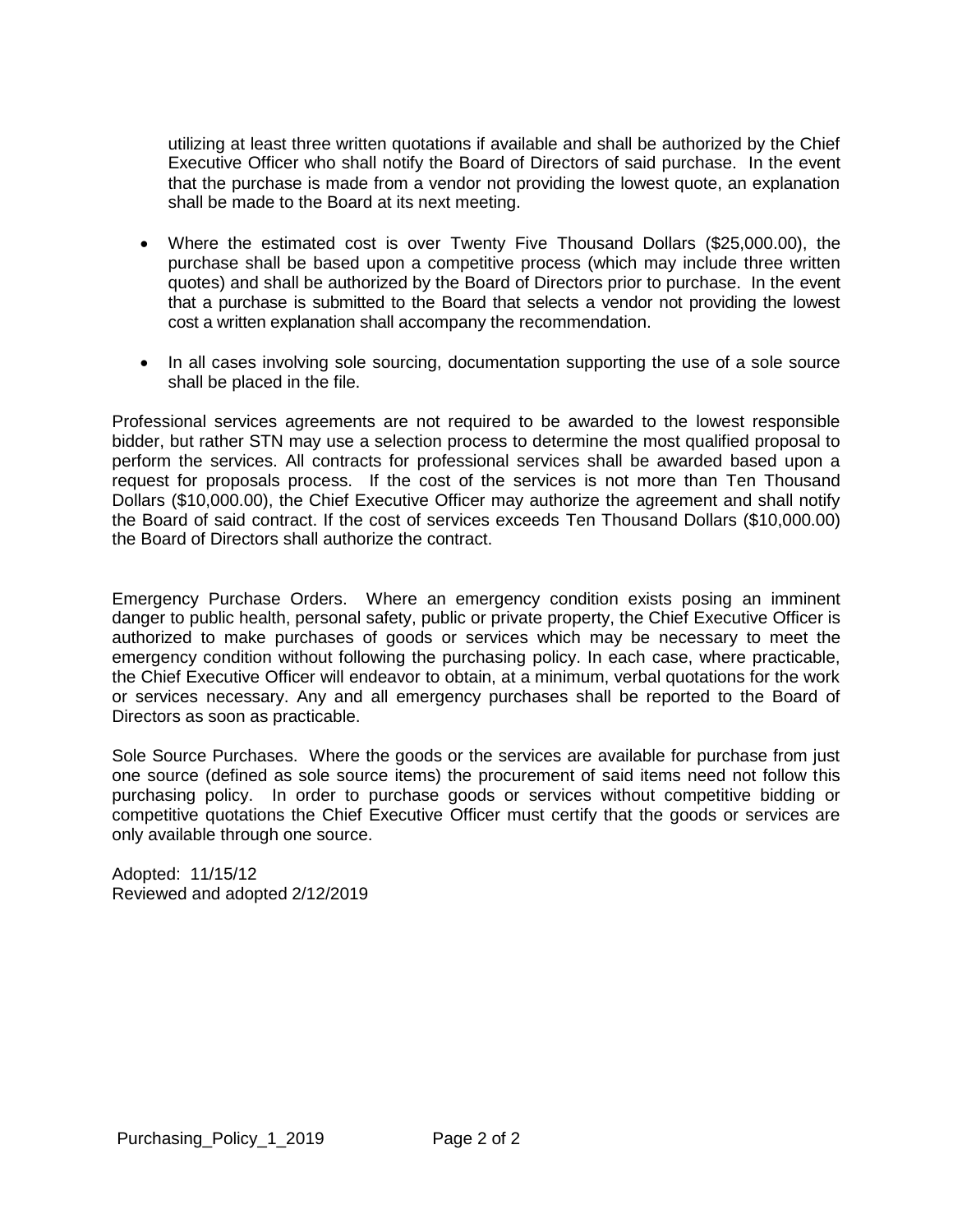utilizing at least three written quotations if available and shall be authorized by the Chief Executive Officer who shall notify the Board of Directors of said purchase. In the event that the purchase is made from a vendor not providing the lowest quote, an explanation shall be made to the Board at its next meeting.

- Where the estimated cost is over Twenty Five Thousand Dollars ($25,000.00), the purchase shall be based upon a competitive process (which may include three written quotes) and shall be authorized by the Board of Directors prior to purchase. In the event that a purchase is submitted to the Board that selects a vendor not providing the lowest cost a written explanation shall accompany the recommendation.
- In all cases involving sole sourcing, documentation supporting the use of a sole source shall be placed in the file.

Professional services agreements are not required to be awarded to the lowest responsible bidder, but rather STN may use a selection process to determine the most qualified proposal to perform the services. All contracts for professional services shall be awarded based upon a request for proposals process. If the cost of the services is not more than Ten Thousand Dollars ($10,000.00), the Chief Executive Officer may authorize the agreement and shall notify the Board of said contract. If the cost of services exceeds Ten Thousand Dollars ($10,000.00) the Board of Directors shall authorize the contract.

Emergency Purchase Orders. Where an emergency condition exists posing an imminent danger to public health, personal safety, public or private property, the Chief Executive Officer is authorized to make purchases of goods or services which may be necessary to meet the emergency condition without following the purchasing policy. In each case, where practicable, the Chief Executive Officer will endeavor to obtain, at a minimum, verbal quotations for the work or services necessary. Any and all emergency purchases shall be reported to the Board of Directors as soon as practicable.

Sole Source Purchases. Where the goods or the services are available for purchase from just one source (defined as sole source items) the procurement of said items need not follow this purchasing policy. In order to purchase goods or services without competitive bidding or competitive quotations the Chief Executive Officer must certify that the goods or services are only available through one source.

Adopted: 11/15/12
Reviewed and adopted 2/12/2019